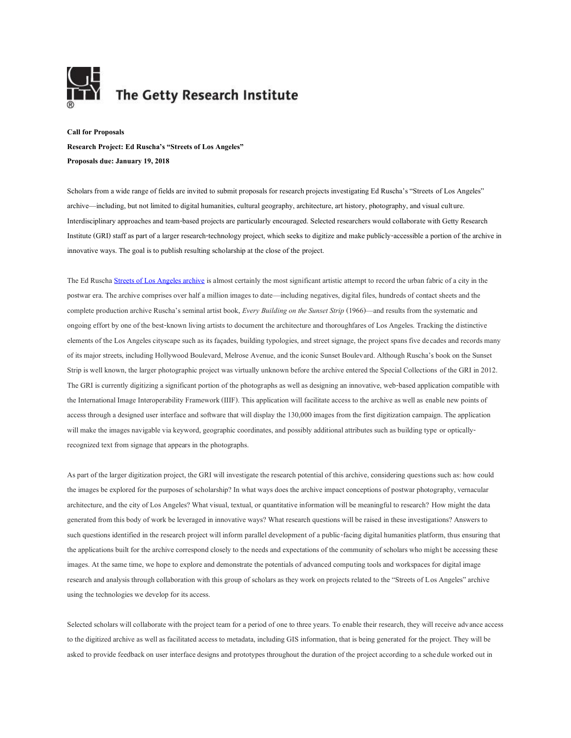The Getty Research Institute

**Call for Proposals**

**Research Project: Ed Ruscha's "Streets of Los Angeles"**

**Proposals due: January 19, 2018**

Scholars from a wide range of fields are invited to submit proposals for research projects investigating Ed Ruscha's "Streets of Los Angeles" archive—including, but not limited to digital humanities, cultural geography, architecture, art history, photography, and visual culture. Interdisciplinary approaches and team-based projects are particularly encouraged. Selected researchers would collaborate with Getty Research Institute (GRI) staff as part of a larger research-technology project, which seeks to digitize and make publicly-accessible a portion of the archive in innovative ways. The goal is to publish resulting scholarship at the close of the project.

The Ed Ruscha Streets of Los Angeles archive is almost certainly the most significant artistic attempt to record the urban fabric of a city in the postwar era. The archive comprises over half a million images to date—including negatives, digital files, hundreds of contact sheets and the complete production archive Ruscha's seminal artist book, *Every Building on the Sunset Strip* (1966)—and results from the systematic and ongoing effort by one of the best-known living artists to document the architecture and thoroughfares of Los Angeles. Tracking the distinctive elements of the Los Angeles cityscape such as its façades, building typologies, and street signage, the project spans five decades and records many of its major streets, including Hollywood Boulevard, Melrose Avenue, and the iconic Sunset Boulevard. Although Ruscha's book on the Sunset Strip is well known, the larger photographic project was virtually unknown before the archive entered the Special Collections of the GRI in 2012. The GRI is currently digitizing a significant portion of the photographs as well as designing an innovative, web-based application compatible with the International Image Interoperability Framework (IIIF). This application will facilitate access to the archive as well as enable new points of access through a designed user interface and software that will display the 130,000 images from the first digitization campaign. The application will make the images navigable via keyword, geographic coordinates, and possibly additional attributes such as building type or optically-recognized text from signage that appears in the photographs.

As part of the larger digitization project, the GRI will investigate the research potential of this archive, considering questions such as: how could the images be explored for the purposes of scholarship? In what ways does the archive impact conceptions of postwar photography, vernacular architecture, and the city of Los Angeles? What visual, textual, or quantitative information will be meaningful to research? How might the data generated from this body of work be leveraged in innovative ways? What research questions will be raised in these investigations? Answers to such questions identified in the research project will inform parallel development of a public-facing digital humanities platform, thus ensuring that the applications built for the archive correspond closely to the needs and expectations of the community of scholars who might be accessing these images. At the same time, we hope to explore and demonstrate the potentials of advanced computing tools and workspaces for digital image research and analysis through collaboration with this group of scholars as they work on projects related to the "Streets of Los Angeles" archive using the technologies we develop for its access.

Selected scholars will collaborate with the project team for a period of one to three years. To enable their research, they will receive advance access to the digitized archive as well as facilitated access to metadata, including GIS information, that is being generated for the project. They will be asked to provide feedback on user interface designs and prototypes throughout the duration of the project according to a schedule worked out in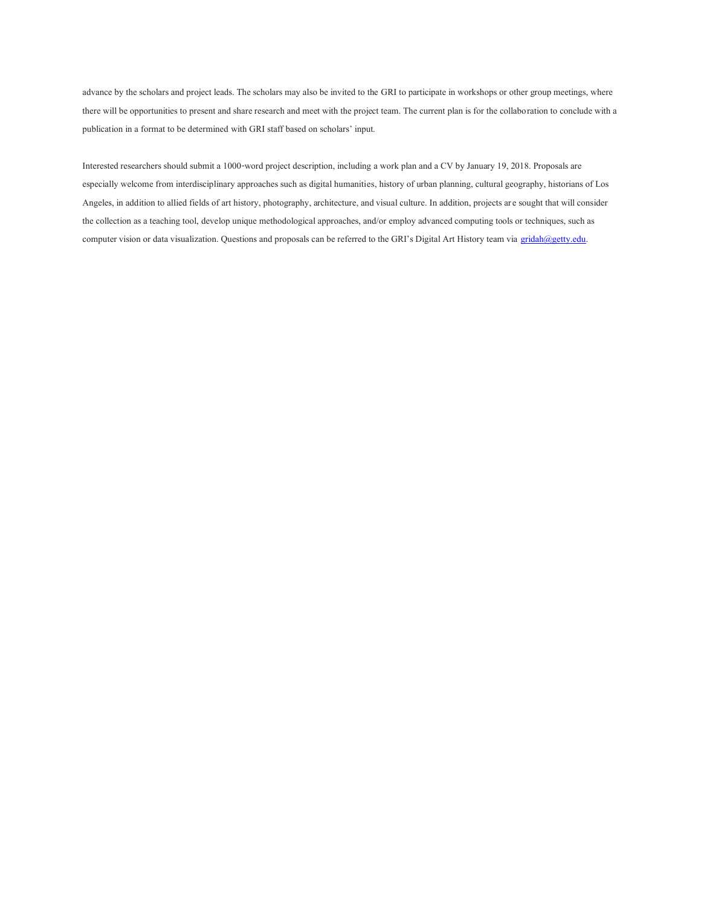advance by the scholars and project leads. The scholars may also be invited to the GRI to participate in workshops or other group meetings, where there will be opportunities to present and share research and meet with the project team. The current plan is for the collaboration to conclude with a publication in a format to be determined with GRI staff based on scholars' input.

Interested researchers should submit a 1000-word project description, including a work plan and a CV by January 19, 2018. Proposals are especially welcome from interdisciplinary approaches such as digital humanities, history of urban planning, cultural geography, historians of Los Angeles, in addition to allied fields of art history, photography, architecture, and visual culture. In addition, projects are sought that will consider the collection as a teaching tool, develop unique methodological approaches, and/or employ advanced computing tools or techniques, such as computer vision or data visualization. Questions and proposals can be referred to the GRI's Digital Art History team via gridah@getty.edu.